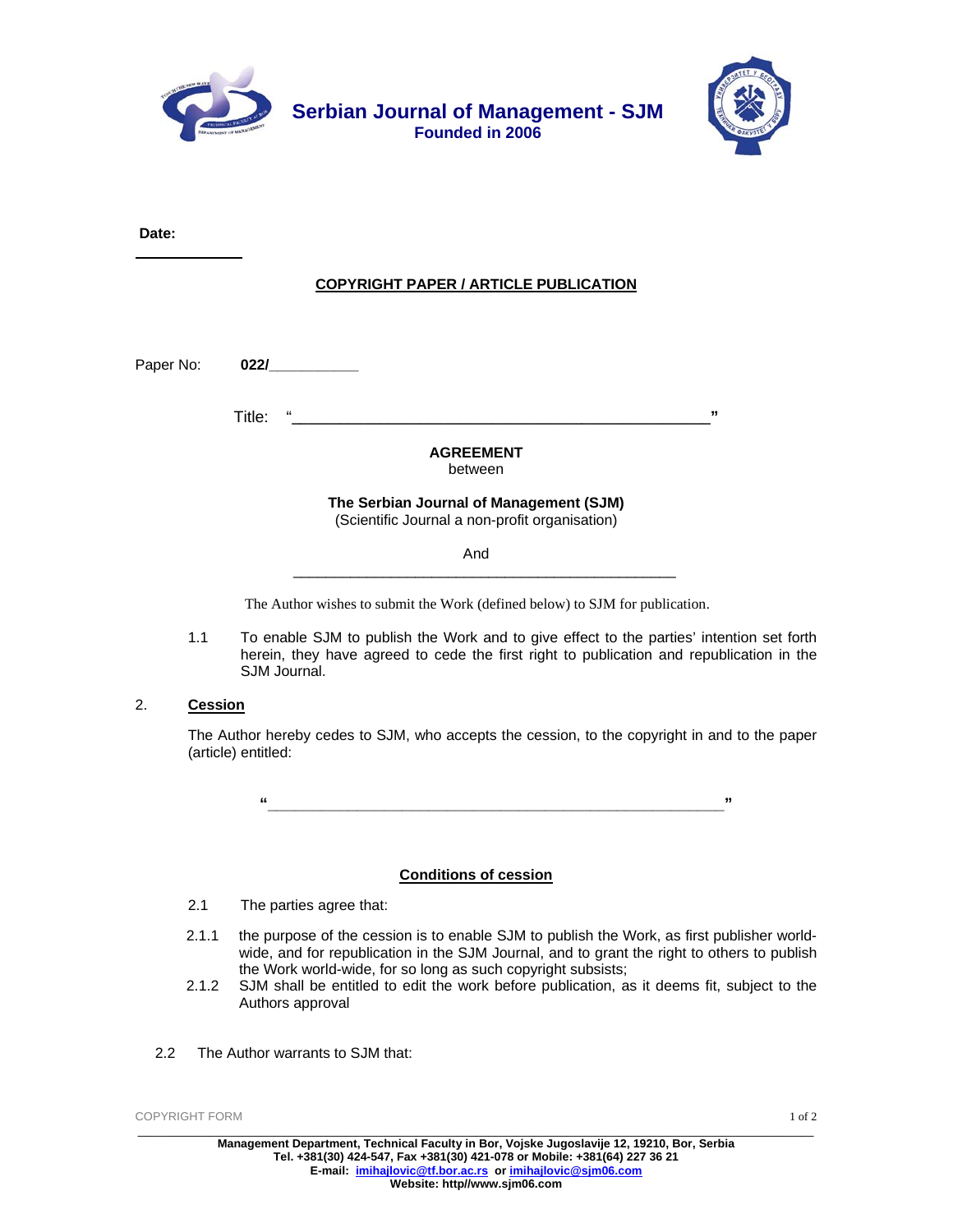# Serbian Journal of Management - SJM
**Founded in 2006**

**Date:**

______________

## COPYRIGHT PAPER / ARTICLE PUBLICATION

Paper No: **022/**__________

Title: "______________________________________________"

**AGREEMENT**
between

**The Serbian Journal of Management (SJM)**
(Scientific Journal a non-profit organisation)

And
______________________________________________

The Author wishes to submit the Work (defined below) to SJM for publication.

1.1 To enable SJM to publish the Work and to give effect to the parties' intention set forth herein, they have agreed to cede the first right to publication and republication in the SJM Journal.

2. **Cession**

The Author hereby cedes to SJM, who accepts the cession, to the copyright in and to the paper (article) entitled:

"______________________________________________________"

**Conditions of cession**

2.1 The parties agree that:

2.1.1 the purpose of the cession is to enable SJM to publish the Work, as first publisher world-wide, and for republication in the SJM Journal, and to grant the right to others to publish the Work world-wide, for so long as such copyright subsists;

2.1.2 SJM shall be entitled to edit the work before publication, as it deems fit, subject to the Authors approval

2.2 The Author warrants to SJM that:

COPYRIGHT FORM

**Management Department, Technical Faculty in Bor, Vojske Jugoslavije 12, 19210, Bor, Serbia**
**Tel. +381(30) 424-547, Fax +381(30) 421-078 or Mobile: +381(64) 227 36 21**
**E-mail: imihajlovic@tf.bor.ac.rs or imihajlovic@sjm06.com**
**Website: http//www.sjm06.com**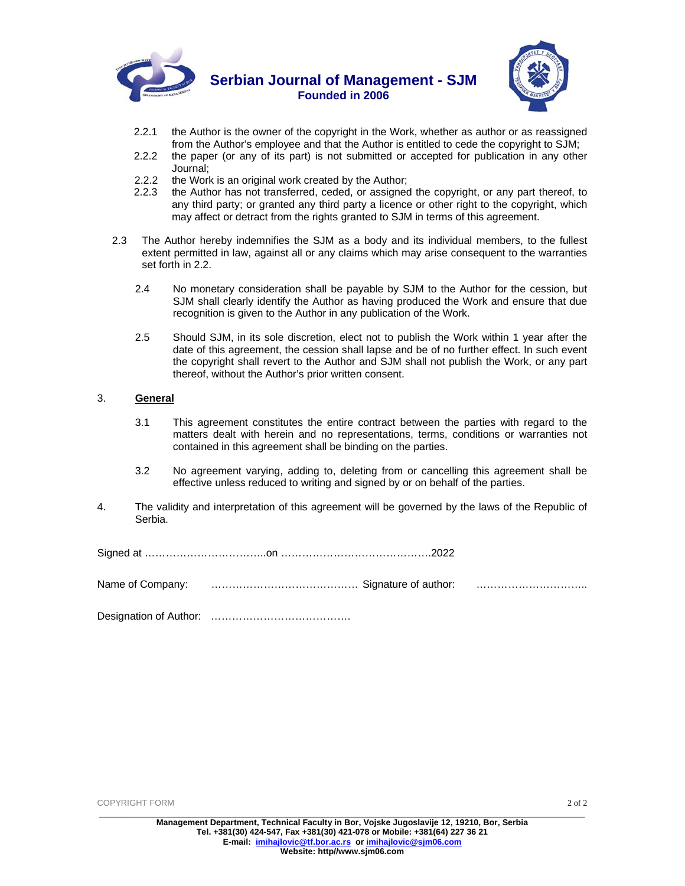2.2.1 the Author is the owner of the copyright in the Work, whether as author or as reassigned from the Author's employee and that the Author is entitled to cede the copyright to SJM;

2.2.2 the paper (or any of its part) is not submitted or accepted for publication in any other Journal;

2.2.2 the Work is an original work created by the Author;

2.2.3 the Author has not transferred, ceded, or assigned the copyright, or any part thereof, to any third party; or granted any third party a licence or other right to the copyright, which may affect or detract from the rights granted to SJM in terms of this agreement.

2.3 The Author hereby indemnifies the SJM as a body and its individual members, to the fullest extent permitted in law, against all or any claims which may arise consequent to the warranties set forth in 2.2.

2.4 No monetary consideration shall be payable by SJM to the Author for the cession, but SJM shall clearly identify the Author as having produced the Work and ensure that due recognition is given to the Author in any publication of the Work.

2.5 Should SJM, in its sole discretion, elect not to publish the Work within 1 year after the date of this agreement, the cession shall lapse and be of no further effect. In such event the copyright shall revert to the Author and SJM shall not publish the Work, or any part thereof, without the Author's prior written consent.

3. **General**

3.1 This agreement constitutes the entire contract between the parties with regard to the matters dealt with herein and no representations, terms, conditions or warranties not contained in this agreement shall be binding on the parties.

3.2 No agreement varying, adding to, deleting from or cancelling this agreement shall be effective unless reduced to writing and signed by or on behalf of the parties.

4. The validity and interpretation of this agreement will be governed by the laws of the Republic of Serbia.

Signed at ……………………………..on ……………………………………2022

Name of Company: …………………………………… Signature of author: …………………………..

Designation of Author: …………………………………..